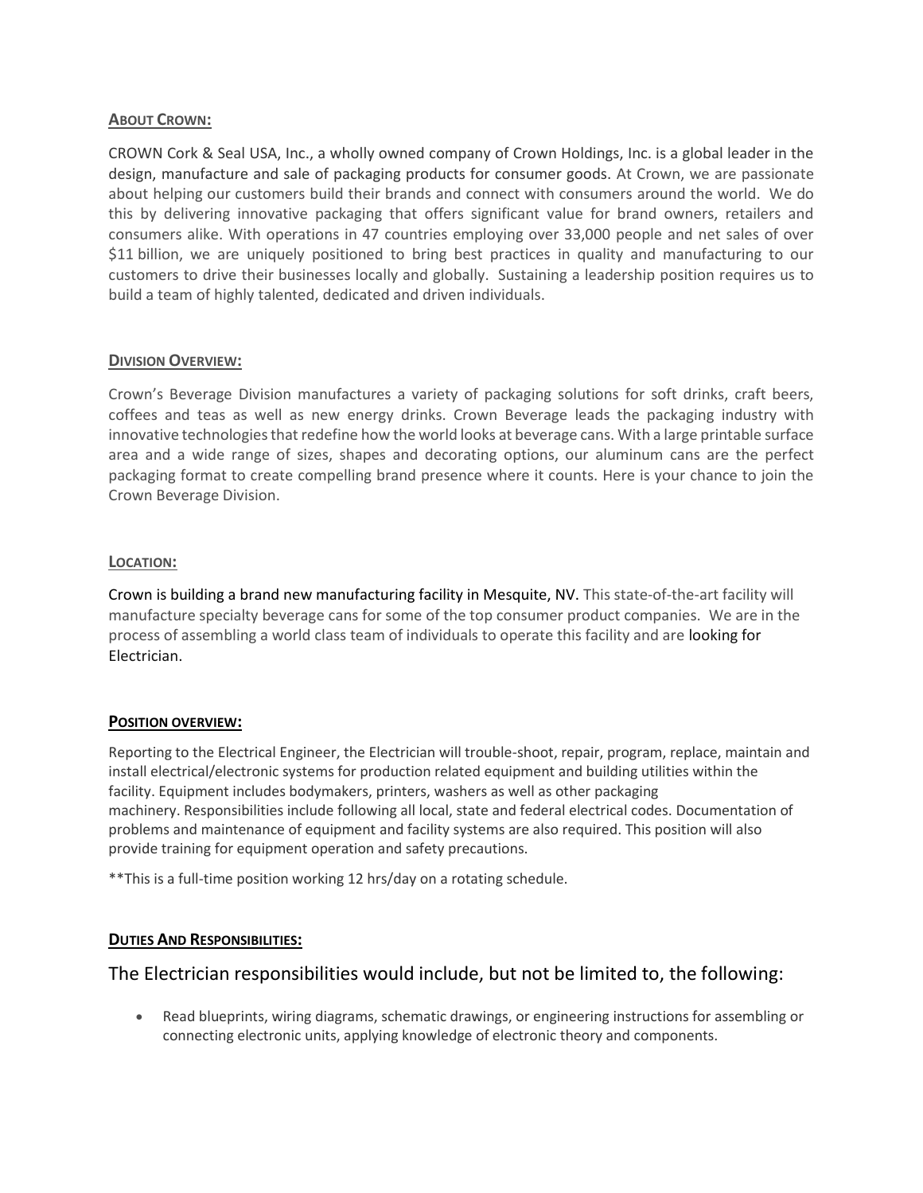## **About Crown:**

CROWN Cork & Seal USA, Inc., a wholly owned company of Crown Holdings, Inc. is a global leader in the design, manufacture and sale of packaging products for consumer goods. At Crown, we are passionate about helping our customers build their brands and connect with consumers around the world. We do this by delivering innovative packaging that offers significant value for brand owners, retailers and consumers alike. With operations in 47 countries employing over 33,000 people and net sales of over $11 billion, we are uniquely positioned to bring best practices in quality and manufacturing to our customers to drive their businesses locally and globally. Sustaining a leadership position requires us to build a team of highly talented, dedicated and driven individuals.

## **Division Overview:**

Crown's Beverage Division manufactures a variety of packaging solutions for soft drinks, craft beers, coffees and teas as well as new energy drinks. Crown Beverage leads the packaging industry with innovative technologies that redefine how the world looks at beverage cans. With a large printable surface area and a wide range of sizes, shapes and decorating options, our aluminum cans are the perfect packaging format to create compelling brand presence where it counts. Here is your chance to join the Crown Beverage Division.

## **Location:**

Crown is building a brand new manufacturing facility in Mesquite, NV. This state-of-the-art facility will manufacture specialty beverage cans for some of the top consumer product companies. We are in the process of assembling a world class team of individuals to operate this facility and are looking for Electrician.

## **Position overview:**

Reporting to the Electrical Engineer, the Electrician will trouble-shoot, repair, program, replace, maintain and install electrical/electronic systems for production related equipment and building utilities within the facility. Equipment includes bodymakers, printers, washers as well as other packaging machinery. Responsibilities include following all local, state and federal electrical codes. Documentation of problems and maintenance of equipment and facility systems are also required. This position will also provide training for equipment operation and safety precautions.

**This is a full-time position working 12 hrs/day on a rotating schedule.

## **Duties And Responsibilities:**

The Electrician responsibilities would include, but not be limited to, the following:

- Read blueprints, wiring diagrams, schematic drawings, or engineering instructions for assembling or connecting electronic units, applying knowledge of electronic theory and components.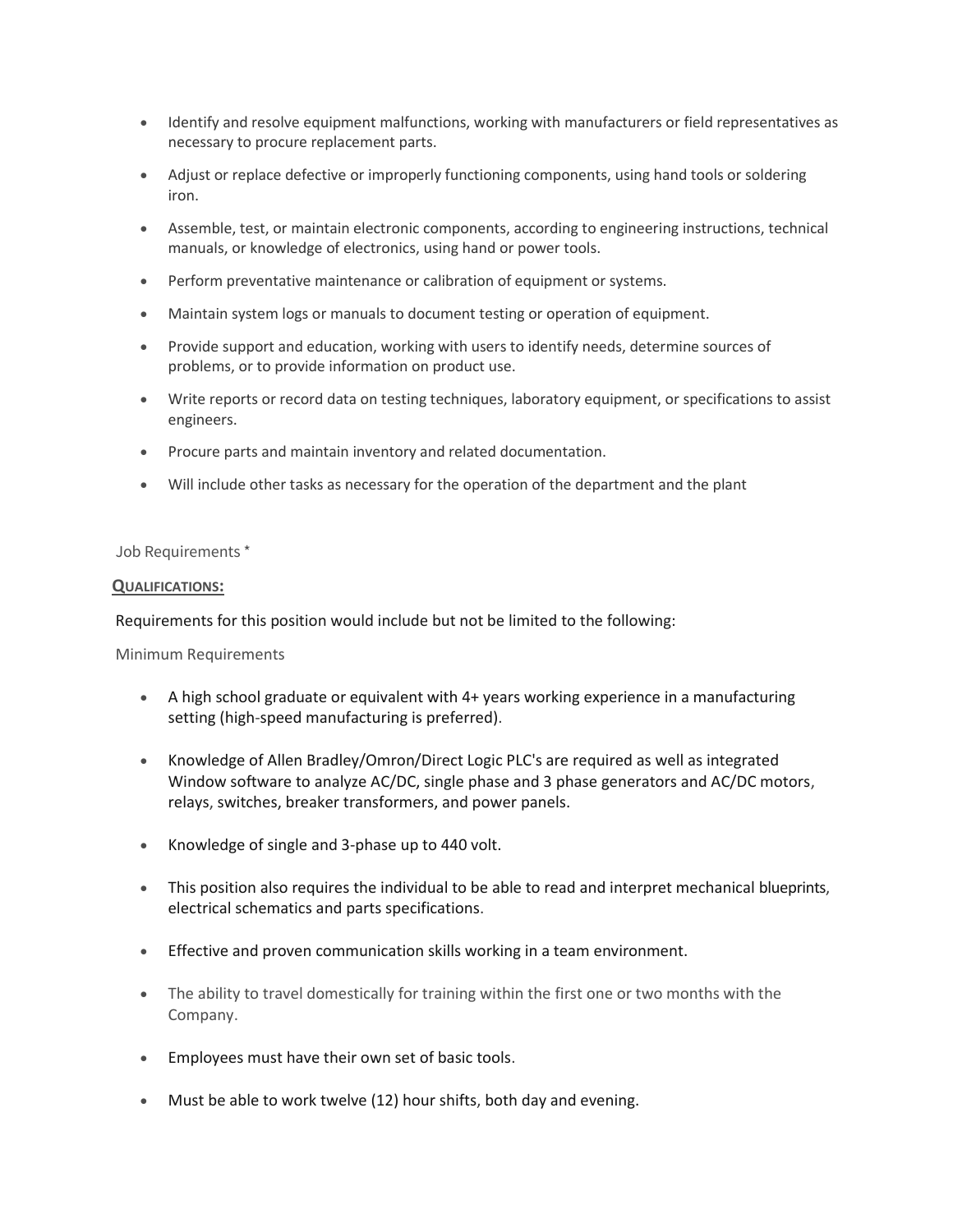- Identify and resolve equipment malfunctions, working with manufacturers or field representatives as necessary to procure replacement parts.
- Adjust or replace defective or improperly functioning components, using hand tools or soldering iron.
- Assemble, test, or maintain electronic components, according to engineering instructions, technical manuals, or knowledge of electronics, using hand or power tools.
- Perform preventative maintenance or calibration of equipment or systems.
- Maintain system logs or manuals to document testing or operation of equipment.
- Provide support and education, working with users to identify needs, determine sources of problems, or to provide information on product use.
- Write reports or record data on testing techniques, laboratory equipment, or specifications to assist engineers.
- Procure parts and maintain inventory and related documentation.
- Will include other tasks as necessary for the operation of the department and the plant

Job Requirements *

**QUALIFICATIONS:**

Requirements for this position would include but not be limited to the following:

Minimum Requirements

- A high school graduate or equivalent with 4+ years working experience in a manufacturing setting (high-speed manufacturing is preferred).
- Knowledge of Allen Bradley/Omron/Direct Logic PLC's are required as well as integrated Window software to analyze AC/DC, single phase and 3 phase generators and AC/DC motors, relays, switches, breaker transformers, and power panels.
- Knowledge of single and 3-phase up to 440 volt.
- This position also requires the individual to be able to read and interpret mechanical blueprints, electrical schematics and parts specifications.
- Effective and proven communication skills working in a team environment.
- The ability to travel domestically for training within the first one or two months with the Company.
- Employees must have their own set of basic tools.
- Must be able to work twelve (12) hour shifts, both day and evening.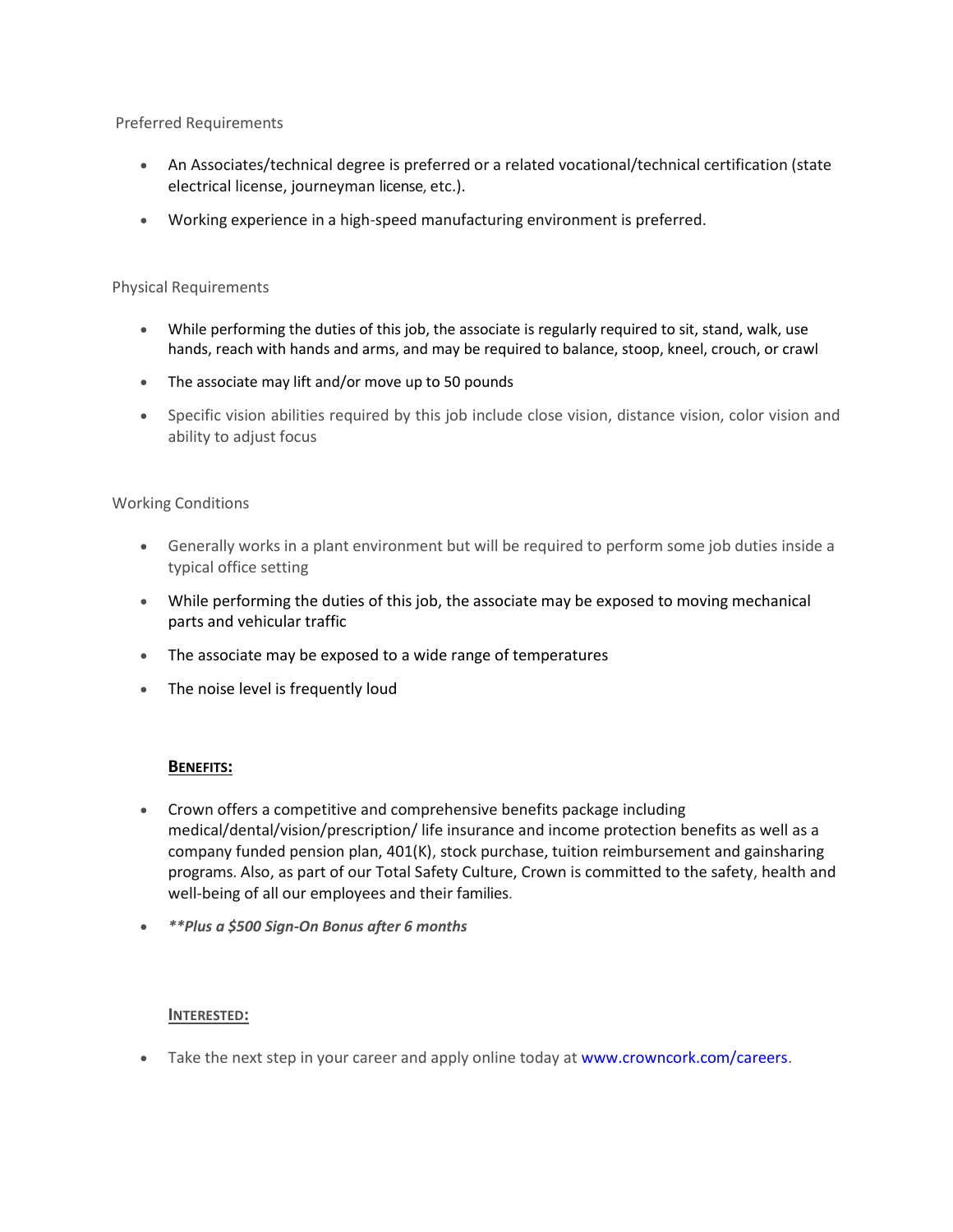Preferred Requirements

- An Associates/technical degree is preferred or a related vocational/technical certification (state electrical license, journeyman license, etc.).
- Working experience in a high-speed manufacturing environment is preferred.

Physical Requirements

- While performing the duties of this job, the associate is regularly required to sit, stand, walk, use hands, reach with hands and arms, and may be required to balance, stoop, kneel, crouch, or crawl
- The associate may lift and/or move up to 50 pounds
- Specific vision abilities required by this job include close vision, distance vision, color vision and ability to adjust focus

Working Conditions

- Generally works in a plant environment but will be required to perform some job duties inside a typical office setting
- While performing the duties of this job, the associate may be exposed to moving mechanical parts and vehicular traffic
- The associate may be exposed to a wide range of temperatures
- The noise level is frequently loud

**BENEFITS:**

- Crown offers a competitive and comprehensive benefits package including medical/dental/vision/prescription/ life insurance and income protection benefits as well as a company funded pension plan, 401(K), stock purchase, tuition reimbursement and gainsharing programs. Also, as part of our Total Safety Culture, Crown is committed to the safety, health and well-being of all our employees and their families.
- ***\*\*Plus a $500 Sign-On Bonus after 6 months***

**INTERESTED:**

- Take the next step in your career and apply online today at www.crowncork.com/careers.